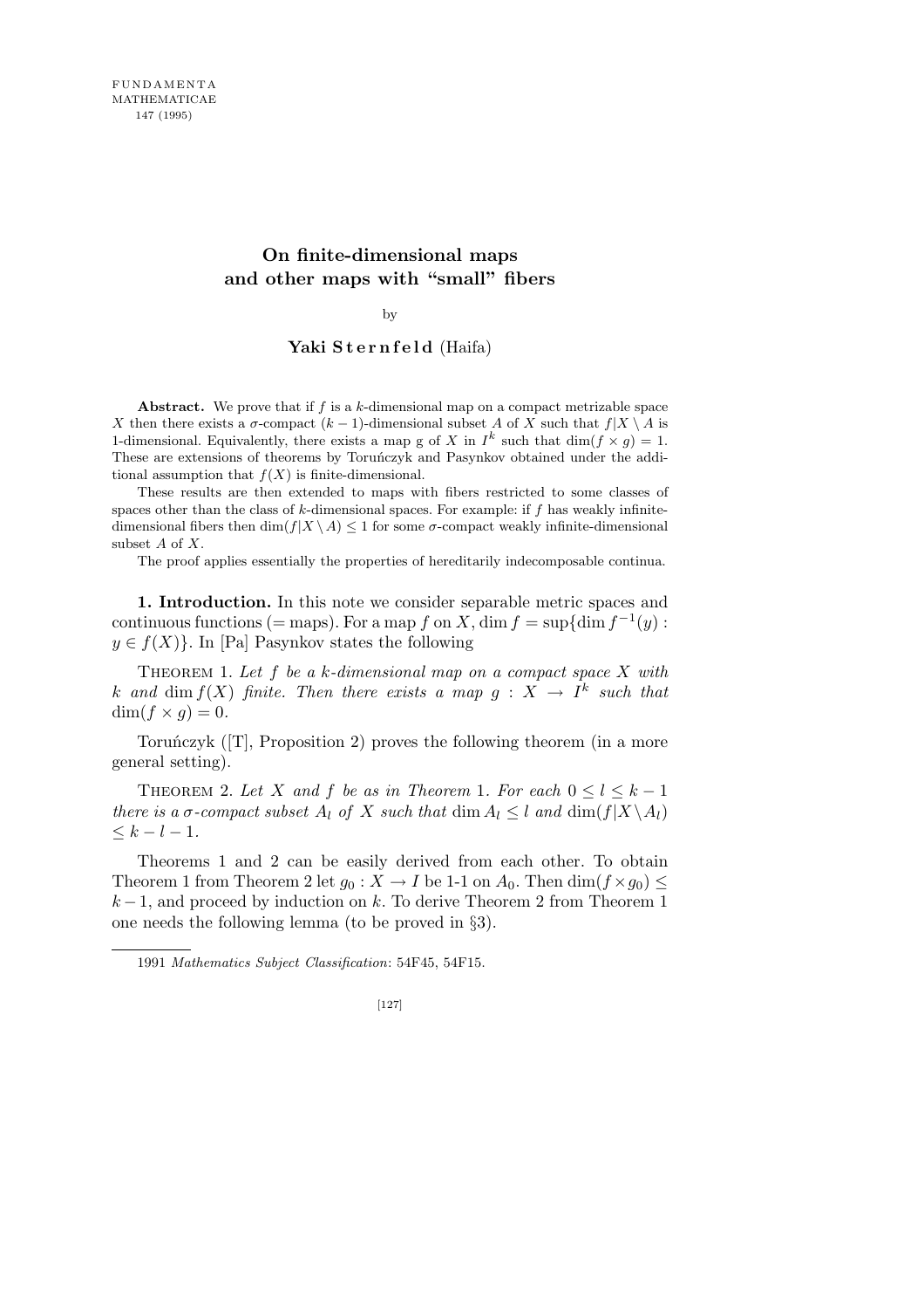# On finite-dimensional maps and other maps with "small" fibers

by

**Yaki Sternfeld** (Haifa)

**Abstract.** We prove that if $f$ is a $k$-dimensional map on a compact metrizable space $X$ then there exists a $\sigma$-compact $(k-1)$-dimensional subset $A$ of $X$ such that $f|X \setminus A$ is 1-dimensional. Equivalently, there exists a map g of $X$ in $I^k$ such that $\dim(f \times g) = 1$. These are extensions of theorems by Toruńczyk and Pasynkov obtained under the additional assumption that $f(X)$ is finite-dimensional.

These results are then extended to maps with fibers restricted to some classes of spaces other than the class of $k$-dimensional spaces. For example: if $f$ has weakly infinite-dimensional fibers then $\dim(f|X \setminus A) \leq 1$ for some $\sigma$-compact weakly infinite-dimensional subset $A$ of $X$.

The proof applies essentially the properties of hereditarily indecomposable continua.

**1. Introduction.** In this note we consider separable metric spaces and continuous functions (= maps). For a map $f$ on $X$, $\dim f = \sup\{\dim f^{-1}(y) : y \in f(X)\}$. In [Pa] Pasynkov states the following

Theorem 1. *Let $f$ be a $k$-dimensional map on a compact space $X$ with $k$ and $\dim f(X)$ finite. Then there exists a map $g : X \to I^k$ such that $\dim(f \times g) = 0$.*

Toruńczyk ([T], Proposition 2) proves the following theorem (in a more general setting).

Theorem 2. *Let $X$ and $f$ be as in Theorem 1. For each $0 \leq l \leq k-1$ there is a $\sigma$-compact subset $A_l$ of $X$ such that $\dim A_l \leq l$ and $\dim(f|X \setminus A_l) \leq k-l-1$.*

Theorems 1 and 2 can be easily derived from each other. To obtain Theorem 1 from Theorem 2 let $g_0 : X \to I$ be 1-1 on $A_0$. Then $\dim(f \times g_0) \leq k-1$, and proceed by induction on $k$. To derive Theorem 2 from Theorem 1 one needs the following lemma (to be proved in §3).

1991 *Mathematics Subject Classification*: 54F45, 54F15.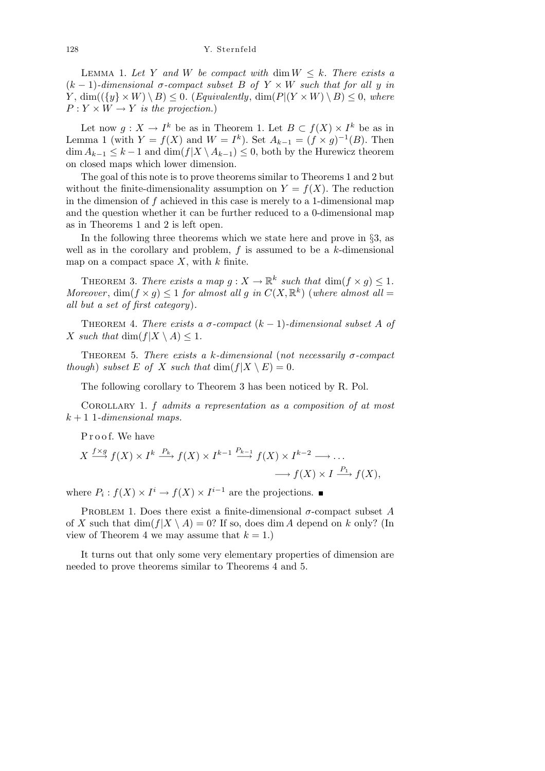**Lemma 1.** *Let $Y$ and $W$ be compact with $\dim W \le k$. There exists a $(k-1)$-dimensional $\sigma$-compact subset $B$ of $Y \times W$ such that for all $y$ in $Y$, $\dim((\{y\} \times W) \setminus B) \le 0$. (Equivalently, $\dim(P|(Y \times W) \setminus B) \le 0$, where $P : Y \times W \to Y$ is the projection.)*

Let now $g : X \to I^k$ be as in Theorem 1. Let $B \subset f(X) \times I^k$ be as in Lemma 1 (with $Y = f(X)$ and $W = I^k$). Set $A_{k-1} = (f \times g)^{-1}(B)$. Then $\dim A_{k-1} \le k-1$ and $\dim(f|X \setminus A_{k-1}) \le 0$, both by the Hurewicz theorem on closed maps which lower dimension.

The goal of this note is to prove theorems similar to Theorems 1 and 2 but without the finite-dimensionality assumption on $Y = f(X)$. The reduction in the dimension of $f$ achieved in this case is merely to a 1-dimensional map and the question whether it can be further reduced to a 0-dimensional map as in Theorems 1 and 2 is left open.

In the following three theorems which we state here and prove in §3, as well as in the corollary and problem, $f$ is assumed to be a $k$-dimensional map on a compact space $X$, with $k$ finite.

**Theorem 3.** *There exists a map $g : X \to \mathbb{R}^k$ such that $\dim(f \times g) \le 1$. Moreover, $\dim(f \times g) \le 1$ for almost all $g$ in $C(X, \mathbb{R}^k)$ (where almost all = all but a set of first category).*

**Theorem 4.** *There exists a $\sigma$-compact $(k-1)$-dimensional subset $A$ of $X$ such that $\dim(f|X \setminus A) \le 1$.*

**Theorem 5.** *There exists a $k$-dimensional (not necessarily $\sigma$-compact though) subset $E$ of $X$ such that $\dim(f|X \setminus E) = 0$.*

The following corollary to Theorem 3 has been noticed by R. Pol.

**Corollary 1.** *$f$ admits a representation as a composition of at most $k+1$ 1-dimensional maps.*

Proof. We have

$$X \xrightarrow{f \times g} f(X) \times I^k \xrightarrow{P_k} f(X) \times I^{k-1} \xrightarrow{P_{k-1}} f(X) \times I^{k-2} \longrightarrow \ldots \longrightarrow f(X) \times I \xrightarrow{P_1} f(X),$$

where $P_i : f(X) \times I^i \to f(X) \times I^{i-1}$ are the projections. ∎

**Problem 1.** Does there exist a finite-dimensional $\sigma$-compact subset $A$ of $X$ such that $\dim(f|X \setminus A) = 0$? If so, does $\dim A$ depend on $k$ only? (In view of Theorem 4 we may assume that $k = 1$.)

It turns out that only some very elementary properties of dimension are needed to prove theorems similar to Theorems 4 and 5.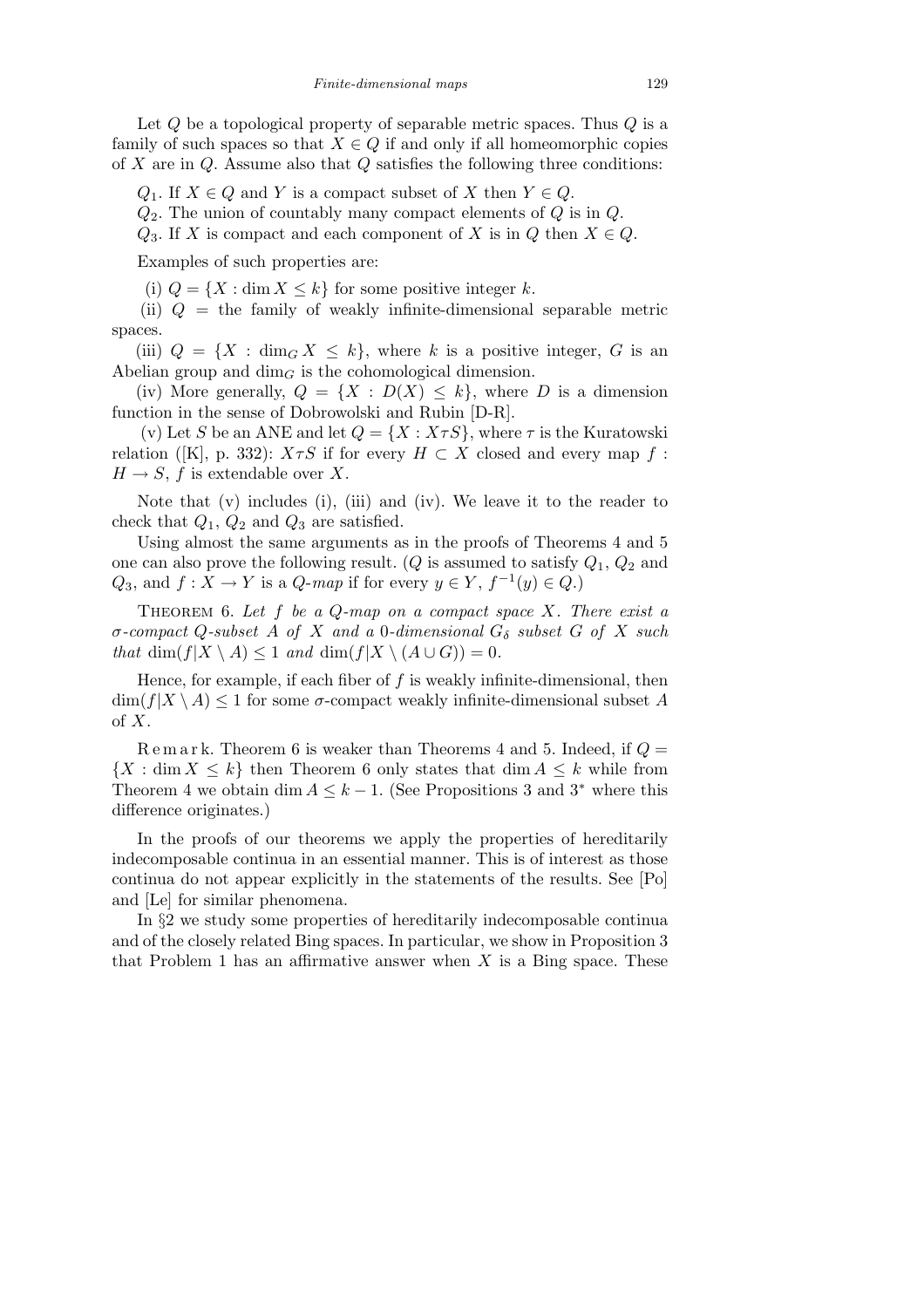Let $Q$ be a topological property of separable metric spaces. Thus $Q$ is a family of such spaces so that $X \in Q$ if and only if all homeomorphic copies of $X$ are in $Q$. Assume also that $Q$ satisfies the following three conditions:

$Q_1$. If $X \in Q$ and $Y$ is a compact subset of $X$ then $Y \in Q$.

$Q_2$. The union of countably many compact elements of $Q$ is in $Q$.

$Q_3$. If $X$ is compact and each component of $X$ is in $Q$ then $X \in Q$.

Examples of such properties are:

(i) $Q = \{X : \dim X \leq k\}$ for some positive integer $k$.

(ii) $Q$ = the family of weakly infinite-dimensional separable metric spaces.

(iii) $Q = \{X : \dim_G X \leq k\}$, where $k$ is a positive integer, $G$ is an Abelian group and $\dim_G$ is the cohomological dimension.

(iv) More generally, $Q = \{X : D(X) \leq k\}$, where $D$ is a dimension function in the sense of Dobrowolski and Rubin [D-R].

(v) Let $S$ be an ANE and let $Q = \{X : X\tau S\}$, where $\tau$ is the Kuratowski relation ([K], p. 332): $X\tau S$ if for every $H \subset X$ closed and every map $f : H \to S$, $f$ is extendable over $X$.

Note that (v) includes (i), (iii) and (iv). We leave it to the reader to check that $Q_1$, $Q_2$ and $Q_3$ are satisfied.

Using almost the same arguments as in the proofs of Theorems 4 and 5 one can also prove the following result. ($Q$ is assumed to satisfy $Q_1$, $Q_2$ and $Q_3$, and $f : X \to Y$ is a *$Q$-map* if for every $y \in Y$, $f^{-1}(y) \in Q$.)

THEOREM 6. *Let $f$ be a $Q$-map on a compact space $X$. There exist a $\sigma$-compact $Q$-subset $A$ of $X$ and a $0$-dimensional $G_\delta$ subset $G$ of $X$ such that* $\dim(f|X \setminus A) \leq 1$ *and* $\dim(f|X \setminus (A \cup G)) = 0$.

Hence, for example, if each fiber of $f$ is weakly infinite-dimensional, then $\dim(f|X \setminus A) \leq 1$ for some $\sigma$-compact weakly infinite-dimensional subset $A$ of $X$.

Remark. Theorem 6 is weaker than Theorems 4 and 5. Indeed, if $Q = \{X : \dim X \leq k\}$ then Theorem 6 only states that $\dim A \leq k$ while from Theorem 4 we obtain $\dim A \leq k - 1$. (See Propositions 3 and $3^*$ where this difference originates.)

In the proofs of our theorems we apply the properties of hereditarily indecomposable continua in an essential manner. This is of interest as those continua do not appear explicitly in the statements of the results. See [Po] and [Le] for similar phenomena.

In §2 we study some properties of hereditarily indecomposable continua and of the closely related Bing spaces. In particular, we show in Proposition 3 that Problem 1 has an affirmative answer when $X$ is a Bing space. These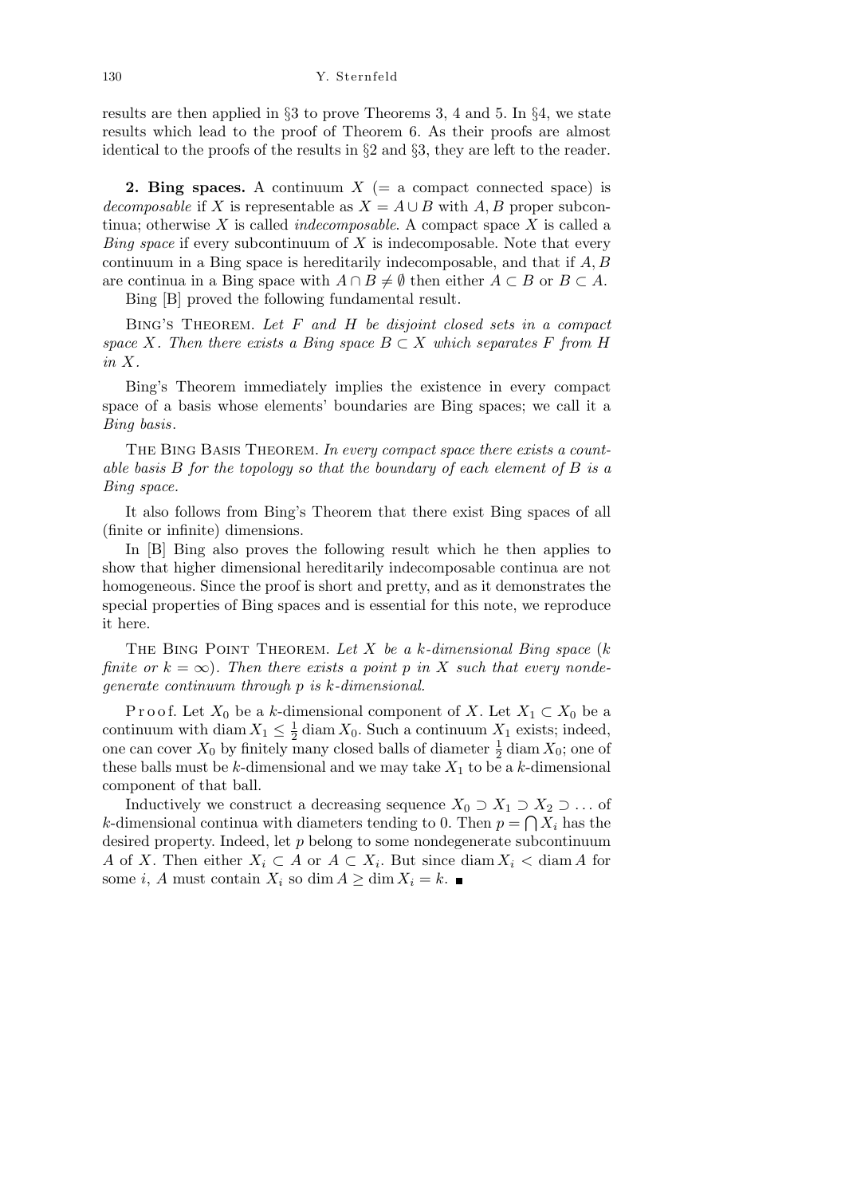results are then applied in §3 to prove Theorems 3, 4 and 5. In §4, we state results which lead to the proof of Theorem 6. As their proofs are almost identical to the proofs of the results in §2 and §3, they are left to the reader.

**2. Bing spaces.** A continuum $X$ (= a compact connected space) is *decomposable* if $X$ is representable as $X = A \cup B$ with $A, B$ proper subcontinua; otherwise $X$ is called *indecomposable*. A compact space $X$ is called a *Bing space* if every subcontinuum of $X$ is indecomposable. Note that every continuum in a Bing space is hereditarily indecomposable, and that if $A, B$ are continua in a Bing space with $A \cap B \neq \emptyset$ then either $A \subset B$ or $B \subset A$.

Bing [B] proved the following fundamental result.

Bing's Theorem. *Let $F$ and $H$ be disjoint closed sets in a compact space $X$. Then there exists a Bing space $B \subset X$ which separates $F$ from $H$ in $X$.*

Bing's Theorem immediately implies the existence in every compact space of a basis whose elements' boundaries are Bing spaces; we call it a *Bing basis*.

The Bing Basis Theorem. *In every compact space there exists a countable basis $B$ for the topology so that the boundary of each element of $B$ is a Bing space.*

It also follows from Bing's Theorem that there exist Bing spaces of all (finite or infinite) dimensions.

In [B] Bing also proves the following result which he then applies to show that higher dimensional hereditarily indecomposable continua are not homogeneous. Since the proof is short and pretty, and as it demonstrates the special properties of Bing spaces and is essential for this note, we reproduce it here.

The Bing Point Theorem. *Let $X$ be a $k$-dimensional Bing space ($k$ finite or $k = \infty$). Then there exists a point $p$ in $X$ such that every nondegenerate continuum through $p$ is $k$-dimensional.*

Proof. Let $X_0$ be a $k$-dimensional component of $X$. Let $X_1 \subset X_0$ be a continuum with $\operatorname{diam} X_1 \leq \frac{1}{2} \operatorname{diam} X_0$. Such a continuum $X_1$ exists; indeed, one can cover $X_0$ by finitely many closed balls of diameter $\frac{1}{2} \operatorname{diam} X_0$; one of these balls must be $k$-dimensional and we may take $X_1$ to be a $k$-dimensional component of that ball.

Inductively we construct a decreasing sequence $X_0 \supset X_1 \supset X_2 \supset \ldots$ of $k$-dimensional continua with diameters tending to 0. Then $p = \bigcap X_i$ has the desired property. Indeed, let $p$ belong to some nondegenerate subcontinuum $A$ of $X$. Then either $X_i \subset A$ or $A \subset X_i$. But since $\operatorname{diam} X_i < \operatorname{diam} A$ for some $i$, $A$ must contain $X_i$ so $\dim A \geq \dim X_i = k$. ■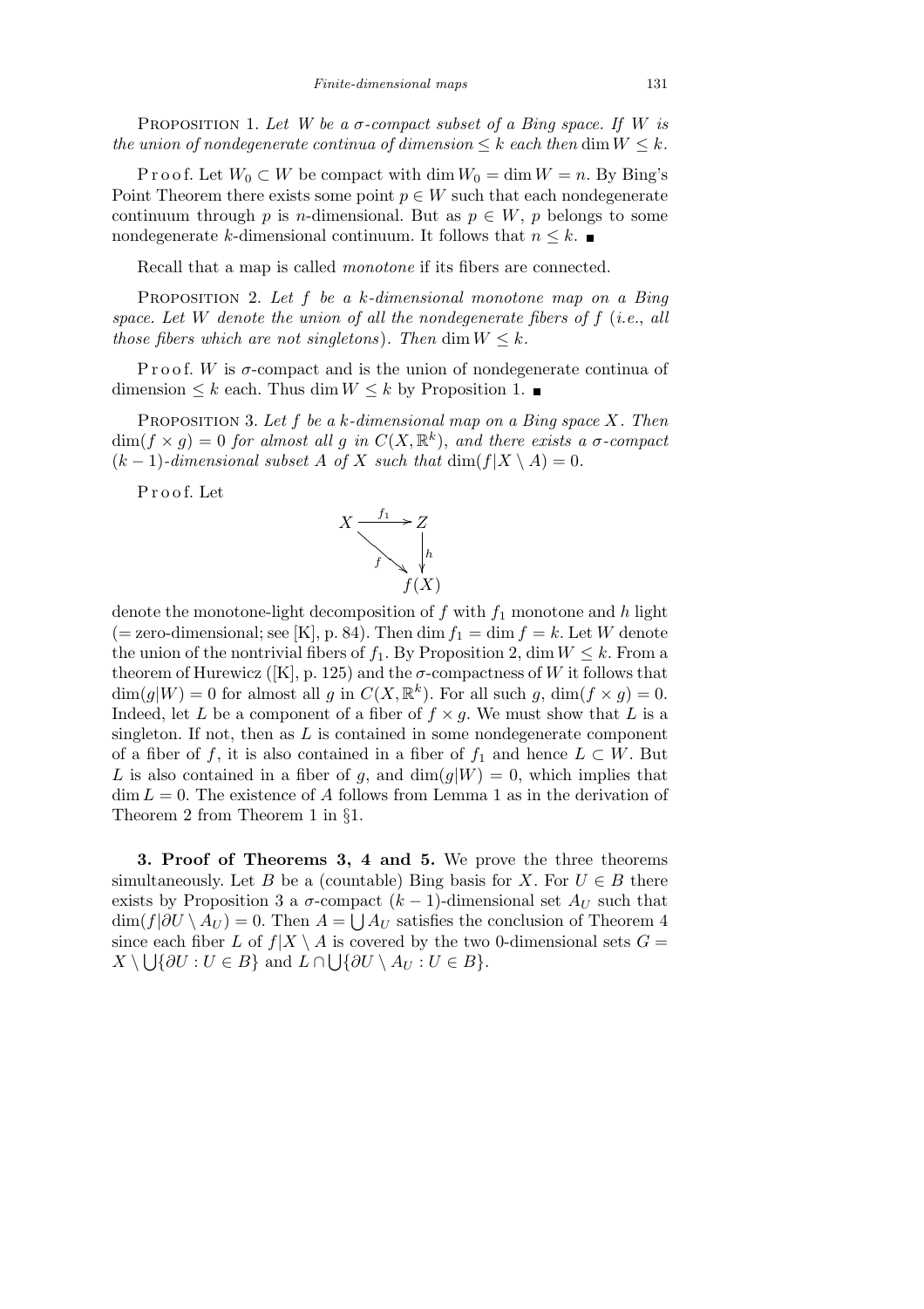Proposition 1. *Let $W$ be a $\sigma$-compact subset of a Bing space. If $W$ is the union of nondegenerate continua of dimension $\le k$ each then $\dim W \le k$.*

Proof. Let $W_0 \subset W$ be compact with $\dim W_0 = \dim W = n$. By Bing's Point Theorem there exists some point $p \in W$ such that each nondegenerate continuum through $p$ is $n$-dimensional. But as $p \in W$, $p$ belongs to some nondegenerate $k$-dimensional continuum. It follows that $n \le k$. ■

Recall that a map is called *monotone* if its fibers are connected.

Proposition 2. *Let $f$ be a $k$-dimensional monotone map on a Bing space. Let $W$ denote the union of all the nondegenerate fibers of $f$* (*i.e.*, *all those fibers which are not singletons*). *Then $\dim W \le k$.*

Proof. $W$ is $\sigma$-compact and is the union of nondegenerate continua of dimension $\le k$ each. Thus $\dim W \le k$ by Proposition 1. ■

Proposition 3. *Let $f$ be a $k$-dimensional map on a Bing space $X$. Then $\dim(f \times g) = 0$ for almost all $g$ in $C(X, \mathbb{R}^k)$, and there exists a $\sigma$-compact $(k-1)$-dimensional subset $A$ of $X$ such that $\dim(f|X \setminus A) = 0$.*

Proof. Let

$$\begin{array}{ccc} X & \xrightarrow{f_1} & Z \\ & {\scriptstyle f}\searrow & \downarrow{\scriptstyle h} \\ & & f(X) \end{array}$$

denote the monotone-light decomposition of $f$ with $f_1$ monotone and $h$ light (= zero-dimensional; see [K], p. 84). Then $\dim f_1 = \dim f = k$. Let $W$ denote the union of the nontrivial fibers of $f_1$. By Proposition 2, $\dim W \le k$. From a theorem of Hurewicz ([K], p. 125) and the $\sigma$-compactness of $W$ it follows that $\dim(g|W) = 0$ for almost all $g$ in $C(X, \mathbb{R}^k)$. For all such $g$, $\dim(f \times g) = 0$. Indeed, let $L$ be a component of a fiber of $f \times g$. We must show that $L$ is a singleton. If not, then as $L$ is contained in some nondegenerate component of a fiber of $f$, it is also contained in a fiber of $f_1$ and hence $L \subset W$. But $L$ is also contained in a fiber of $g$, and $\dim(g|W) = 0$, which implies that $\dim L = 0$. The existence of $A$ follows from Lemma 1 as in the derivation of Theorem 2 from Theorem 1 in §1.

**3. Proof of Theorems 3, 4 and 5.** We prove the three theorems simultaneously. Let $B$ be a (countable) Bing basis for $X$. For $U \in B$ there exists by Proposition 3 a $\sigma$-compact $(k-1)$-dimensional set $A_U$ such that $\dim(f|\partial U \setminus A_U) = 0$. Then $A = \bigcup A_U$ satisfies the conclusion of Theorem 4 since each fiber $L$ of $f|X \setminus A$ is covered by the two 0-dimensional sets $G = X \setminus \bigcup\{\partial U : U \in B\}$ and $L \cap \bigcup\{\partial U \setminus A_U : U \in B\}$.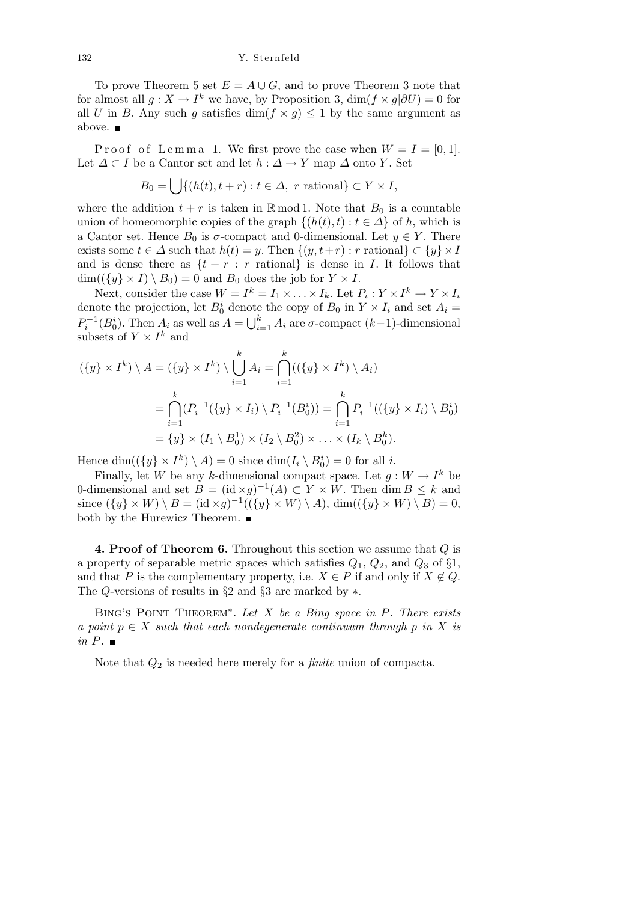To prove Theorem 5 set $E = A \cup G$, and to prove Theorem 3 note that for almost all $g : X \to I^k$ we have, by Proposition 3, $\dim(f \times g|\partial U) = 0$ for all $U$ in $B$. Any such $g$ satisfies $\dim(f \times g) \leq 1$ by the same argument as above. ■

Proof of Lemma 1. We first prove the case when $W = I = [0, 1]$. Let $\Delta \subset I$ be a Cantor set and let $h : \Delta \to Y$ map $\Delta$ onto $Y$. Set

$$B_0 = \bigcup\{(h(t), t + r) : t \in \Delta,\ r \text{ rational}\} \subset Y \times I,$$

where the addition $t + r$ is taken in $\mathbb{R} \bmod 1$. Note that $B_0$ is a countable union of homeomorphic copies of the graph $\{(h(t), t) : t \in \Delta\}$ of $h$, which is a Cantor set. Hence $B_0$ is $\sigma$-compact and 0-dimensional. Let $y \in Y$. There exists some $t \in \Delta$ such that $h(t) = y$. Then $\{(y, t+r) : r \text{ rational}\} \subset \{y\} \times I$ and is dense there as $\{t + r : r \text{ rational}\}$ is dense in $I$. It follows that $\dim((\{y\} \times I) \setminus B_0) = 0$ and $B_0$ does the job for $Y \times I$.

Next, consider the case $W = I^k = I_1 \times \ldots \times I_k$. Let $P_i : Y \times I^k \to Y \times I_i$ denote the projection, let $B_0^i$ denote the copy of $B_0$ in $Y \times I_i$ and set $A_i = P_i^{-1}(B_0^i)$. Then $A_i$ as well as $A = \bigcup_{i=1}^k A_i$ are $\sigma$-compact $(k-1)$-dimensional subsets of $Y \times I^k$ and

$$\begin{aligned}
(\{y\} \times I^k) \setminus A &= (\{y\} \times I^k) \setminus \bigcup_{i=1}^k A_i = \bigcap_{i=1}^k ((\{y\} \times I^k) \setminus A_i) \\
&= \bigcap_{i=1}^k (P_i^{-1}(\{y\} \times I_i) \setminus P_i^{-1}(B_0^i)) = \bigcap_{i=1}^k P_i^{-1}((\{y\} \times I_i) \setminus B_0^i) \\
&= \{y\} \times (I_1 \setminus B_0^1) \times (I_2 \setminus B_0^2) \times \ldots \times (I_k \setminus B_0^k).
\end{aligned}$$

Hence $\dim((\{y\} \times I^k) \setminus A) = 0$ since $\dim(I_i \setminus B_0^i) = 0$ for all $i$.

Finally, let $W$ be any $k$-dimensional compact space. Let $g : W \to I^k$ be 0-dimensional and set $B = (\mathrm{id} \times g)^{-1}(A) \subset Y \times W$. Then $\dim B \leq k$ and since $(\{y\} \times W) \setminus B = (\mathrm{id} \times g)^{-1}((\{y\} \times W) \setminus A)$, $\dim((\{y\} \times W) \setminus B) = 0$, both by the Hurewicz Theorem. ■

**4. Proof of Theorem 6.** Throughout this section we assume that $Q$ is a property of separable metric spaces which satisfies $Q_1$, $Q_2$, and $Q_3$ of §1, and that $P$ is the complementary property, i.e. $X \in P$ if and only if $X \notin Q$. The $Q$-versions of results in §2 and §3 are marked by $*$.

Bing's Point Theorem$^*$. *Let $X$ be a Bing space in $P$. There exists a point $p \in X$ such that each nondegenerate continuum through $p$ in $X$ is in $P$.* ■

Note that $Q_2$ is needed here merely for a *finite* union of compacta.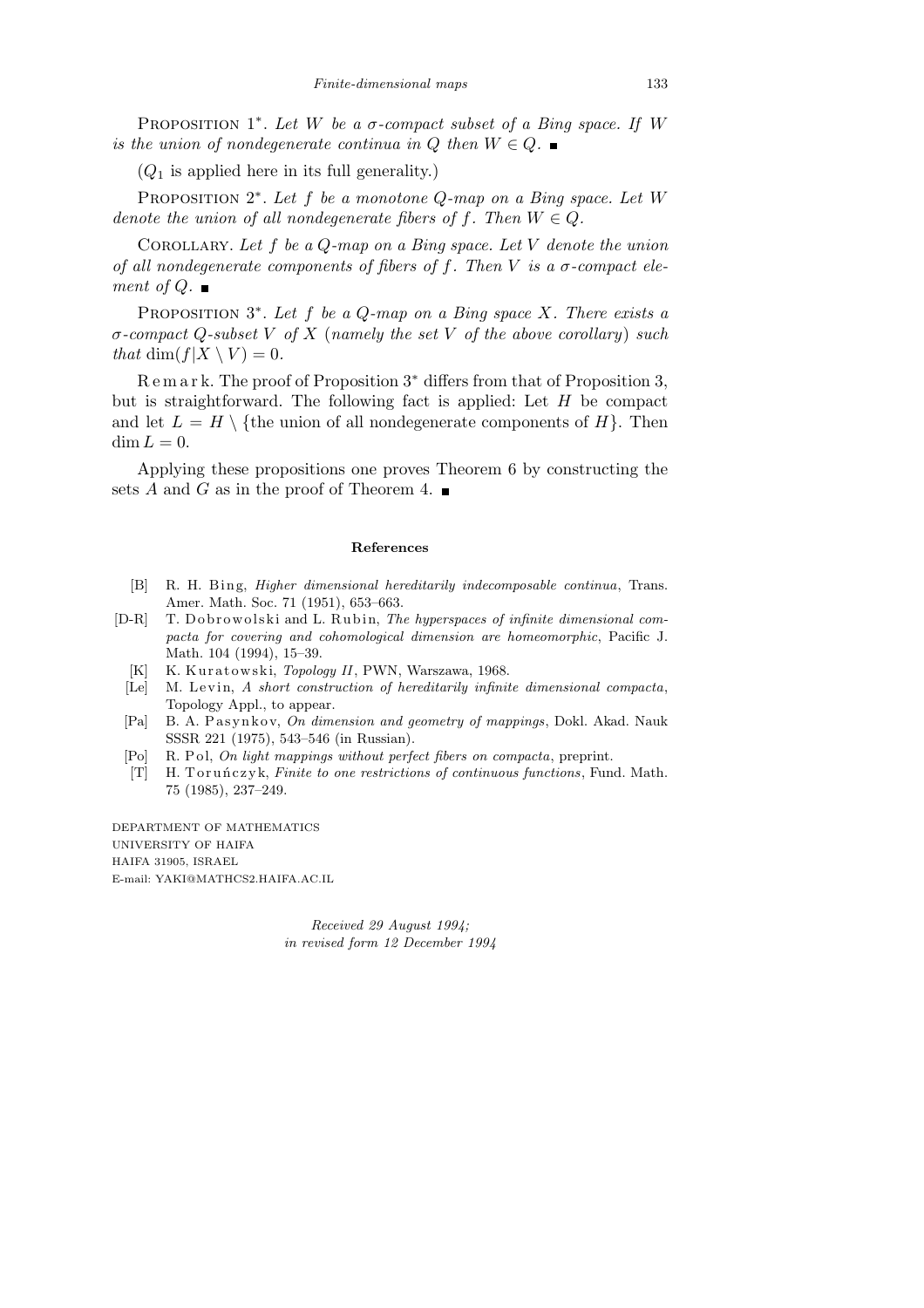PROPOSITION $1^*$. *Let $W$ be a $\sigma$-compact subset of a Bing space. If $W$ is the union of nondegenerate continua in $Q$ then $W \in Q$.* ∎

($Q_1$ is applied here in its full generality.)

PROPOSITION $2^*$. *Let $f$ be a monotone $Q$-map on a Bing space. Let $W$ denote the union of all nondegenerate fibers of $f$. Then $W \in Q$.*

COROLLARY. *Let $f$ be a $Q$-map on a Bing space. Let $V$ denote the union of all nondegenerate components of fibers of $f$. Then $V$ is a $\sigma$-compact element of $Q$.* ∎

PROPOSITION $3^*$. *Let $f$ be a $Q$-map on a Bing space $X$. There exists a $\sigma$-compact $Q$-subset $V$ of $X$* (*namely the set $V$ of the above corollary*) *such that* $\dim(f|X \setminus V) = 0$.

Remark. The proof of Proposition $3^*$ differs from that of Proposition 3, but is straightforward. The following fact is applied: Let $H$ be compact and let $L = H \setminus \{\text{the union of all nondegenerate components of } H\}$. Then $\dim L = 0$.

Applying these propositions one proves Theorem 6 by constructing the sets $A$ and $G$ as in the proof of Theorem 4. ∎

## References

- [B] R. H. Bing, *Higher dimensional hereditarily indecomposable continua*, Trans. Amer. Math. Soc. 71 (1951), 653–663.
- [D-R] T. Dobrowolski and L. Rubin, *The hyperspaces of infinite dimensional compacta for covering and cohomological dimension are homeomorphic*, Pacific J. Math. 104 (1994), 15–39.
- [K] K. Kuratowski, *Topology II*, PWN, Warszawa, 1968.
- [Le] M. Levin, *A short construction of hereditarily infinite dimensional compacta*, Topology Appl., to appear.
- [Pa] B. A. Pasynkov, *On dimension and geometry of mappings*, Dokl. Akad. Nauk SSSR 221 (1975), 543–546 (in Russian).
- [Po] R. Pol, *On light mappings without perfect fibers on compacta*, preprint.
- [T] H. Toruńczyk, *Finite to one restrictions of continuous functions*, Fund. Math. 75 (1985), 237–249.

DEPARTMENT OF MATHEMATICS
UNIVERSITY OF HAIFA
HAIFA 31905, ISRAEL
E-mail: YAKI@MATHCS2.HAIFA.AC.IL

*Received 29 August 1994;*
*in revised form 12 December 1994*